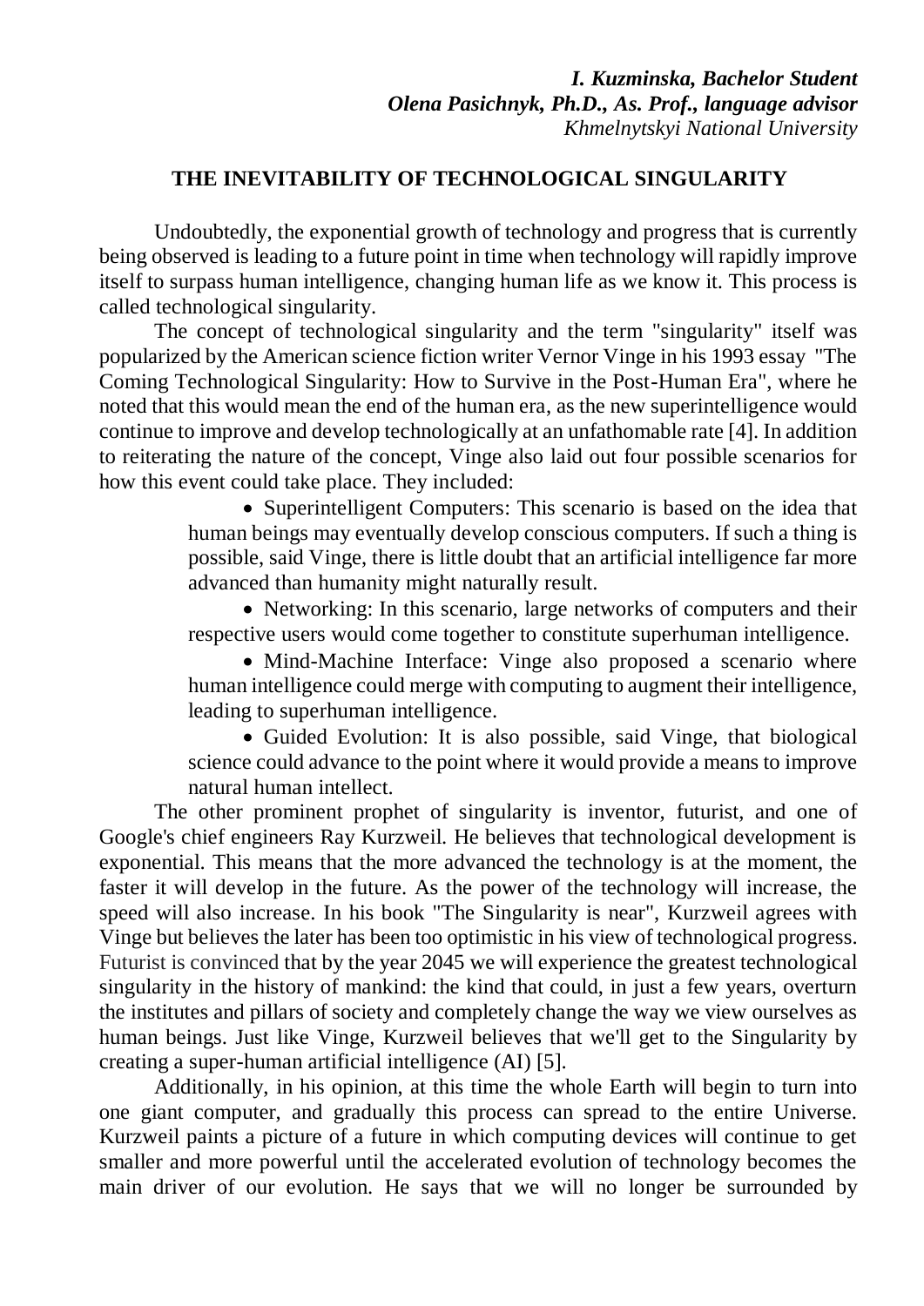*I. Kuzminska, Bachelor Student*
***Olena Pasichnyk, Ph.D., As. Prof., language advisor***
*Khmelnytskyi National University*

# THE INEVITABILITY OF TECHNOLOGICAL SINGULARITY

Undoubtedly, the exponential growth of technology and progress that is currently being observed is leading to a future point in time when technology will rapidly improve itself to surpass human intelligence, changing human life as we know it. This process is called technological singularity.

The concept of technological singularity and the term "singularity" itself was popularized by the American science fiction writer Vernor Vinge in his 1993 essay "The Coming Technological Singularity: How to Survive in the Post-Human Era", where he noted that this would mean the end of the human era, as the new superintelligence would continue to improve and develop technologically at an unfathomable rate [4]. In addition to reiterating the nature of the concept, Vinge also laid out four possible scenarios for how this event could take place. They included:

- Superintelligent Computers: This scenario is based on the idea that human beings may eventually develop conscious computers. If such a thing is possible, said Vinge, there is little doubt that an artificial intelligence far more advanced than humanity might naturally result.
- Networking: In this scenario, large networks of computers and their respective users would come together to constitute superhuman intelligence.
- Mind-Machine Interface: Vinge also proposed a scenario where human intelligence could merge with computing to augment their intelligence, leading to superhuman intelligence.
- Guided Evolution: It is also possible, said Vinge, that biological science could advance to the point where it would provide a means to improve natural human intellect.

The other prominent prophet of singularity is inventor, futurist, and one of Google's chief engineers Ray Kurzweil. He believes that technological development is exponential. This means that the more advanced the technology is at the moment, the faster it will develop in the future. As the power of the technology will increase, the speed will also increase. In his book "The Singularity is near", Kurzweil agrees with Vinge but believes the later has been too optimistic in his view of technological progress. Futurist is convinced that by the year 2045 we will experience the greatest technological singularity in the history of mankind: the kind that could, in just a few years, overturn the institutes and pillars of society and completely change the way we view ourselves as human beings. Just like Vinge, Kurzweil believes that we'll get to the Singularity by creating a super-human artificial intelligence (AI) [5].

Additionally, in his opinion, at this time the whole Earth will begin to turn into one giant computer, and gradually this process can spread to the entire Universe. Kurzweil paints a picture of a future in which computing devices will continue to get smaller and more powerful until the accelerated evolution of technology becomes the main driver of our evolution. He says that we will no longer be surrounded by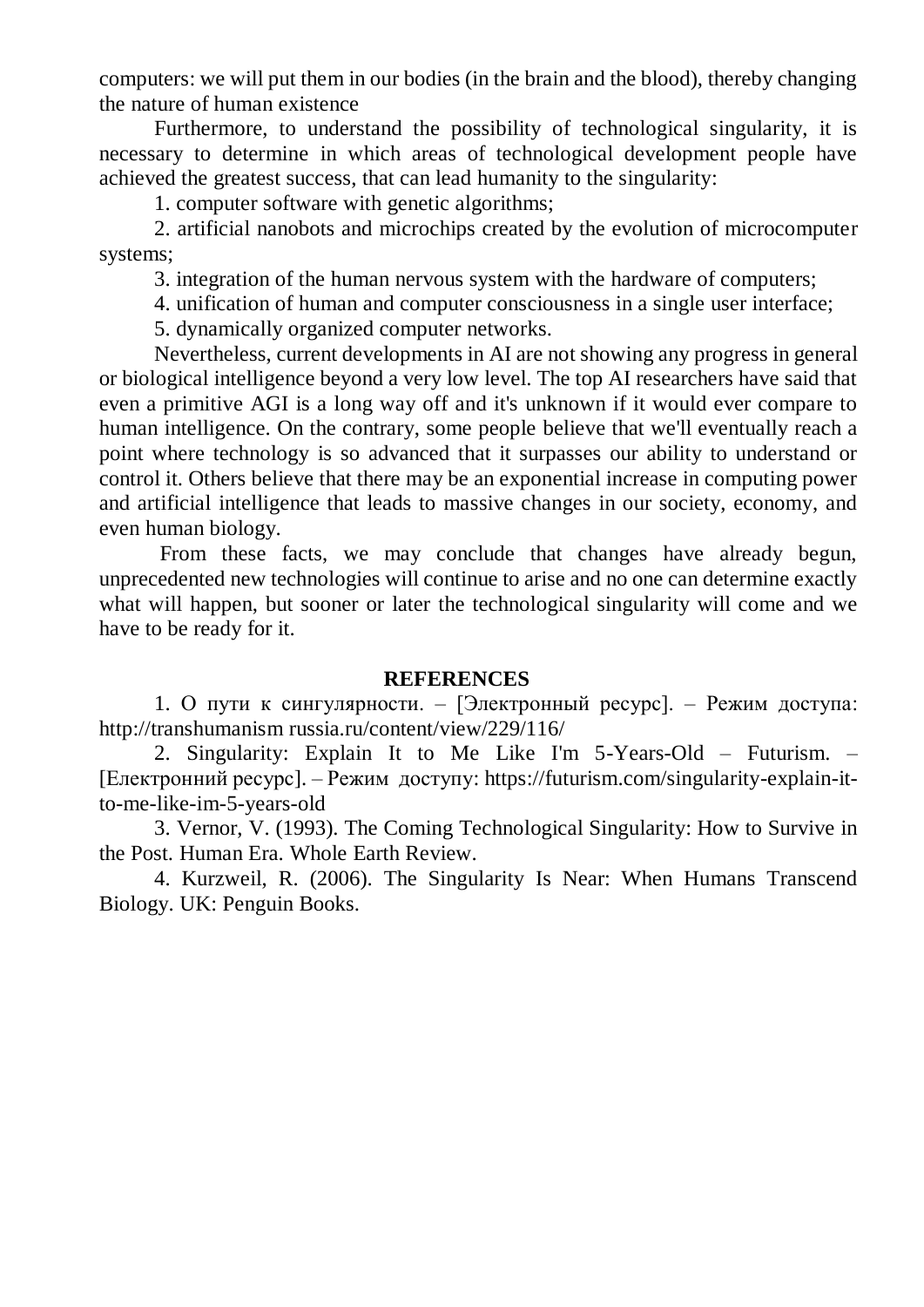computers: we will put them in our bodies (in the brain and the blood), thereby changing the nature of human existence

Furthermore, to understand the possibility of technological singularity, it is necessary to determine in which areas of technological development people have achieved the greatest success, that can lead humanity to the singularity:

1. computer software with genetic algorithms;
2. artificial nanobots and microchips created by the evolution of microcomputer systems;
3. integration of the human nervous system with the hardware of computers;
4. unification of human and computer consciousness in a single user interface;
5. dynamically organized computer networks.

Nevertheless, current developments in AI are not showing any progress in general or biological intelligence beyond a very low level. The top AI researchers have said that even a primitive AGI is a long way off and it's unknown if it would ever compare to human intelligence. On the contrary, some people believe that we'll eventually reach a point where technology is so advanced that it surpasses our ability to understand or control it. Others believe that there may be an exponential increase in computing power and artificial intelligence that leads to massive changes in our society, economy, and even human biology.

From these facts, we may conclude that changes have already begun, unprecedented new technologies will continue to arise and no one can determine exactly what will happen, but sooner or later the technological singularity will come and we have to be ready for it.

**REFERENCES**

1. О пути к сингулярности. – [Электронный ресурс]. – Режим доступа: http://transhumanism russia.ru/content/view/229/116/
2. Singularity: Explain It to Me Like I'm 5-Years-Old – Futurism. – [Електронний ресурс]. – Режим доступу: https://futurism.com/singularity-explain-it-to-me-like-im-5-years-old
3. Vernor, V. (1993). The Coming Technological Singularity: How to Survive in the Post. Human Era. Whole Earth Review.
4. Kurzweil, R. (2006). The Singularity Is Near: When Humans Transcend Biology. UK: Penguin Books.